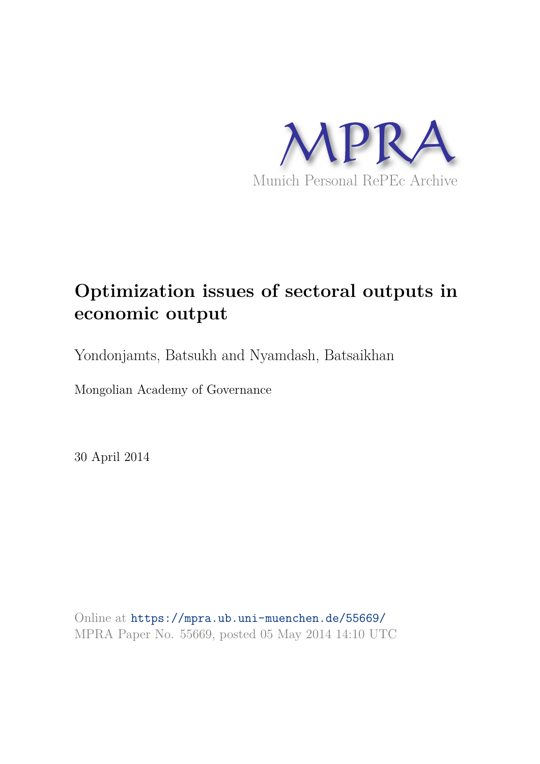MPRA

Munich Personal RePEc Archive

# Optimization issues of sectoral outputs in economic output

Yondonjamts, Batsukh and Nyamdash, Batsaikhan

Mongolian Academy of Governance

30 April 2014

Online at https://mpra.ub.uni-muenchen.de/55669/
MPRA Paper No. 55669, posted 05 May 2014 14:10 UTC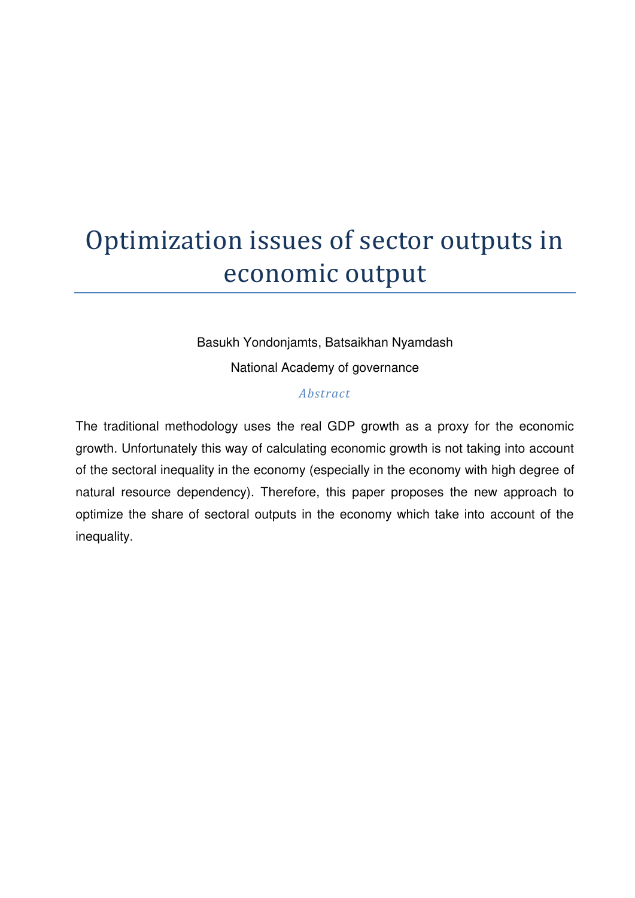# Optimization issues of sector outputs in economic output

Basukh Yondonjamts, Batsaikhan Nyamdash

National Academy of governance

*Abstract*

The traditional methodology uses the real GDP growth as a proxy for the economic growth. Unfortunately this way of calculating economic growth is not taking into account of the sectoral inequality in the economy (especially in the economy with high degree of natural resource dependency). Therefore, this paper proposes the new approach to optimize the share of sectoral outputs in the economy which take into account of the inequality.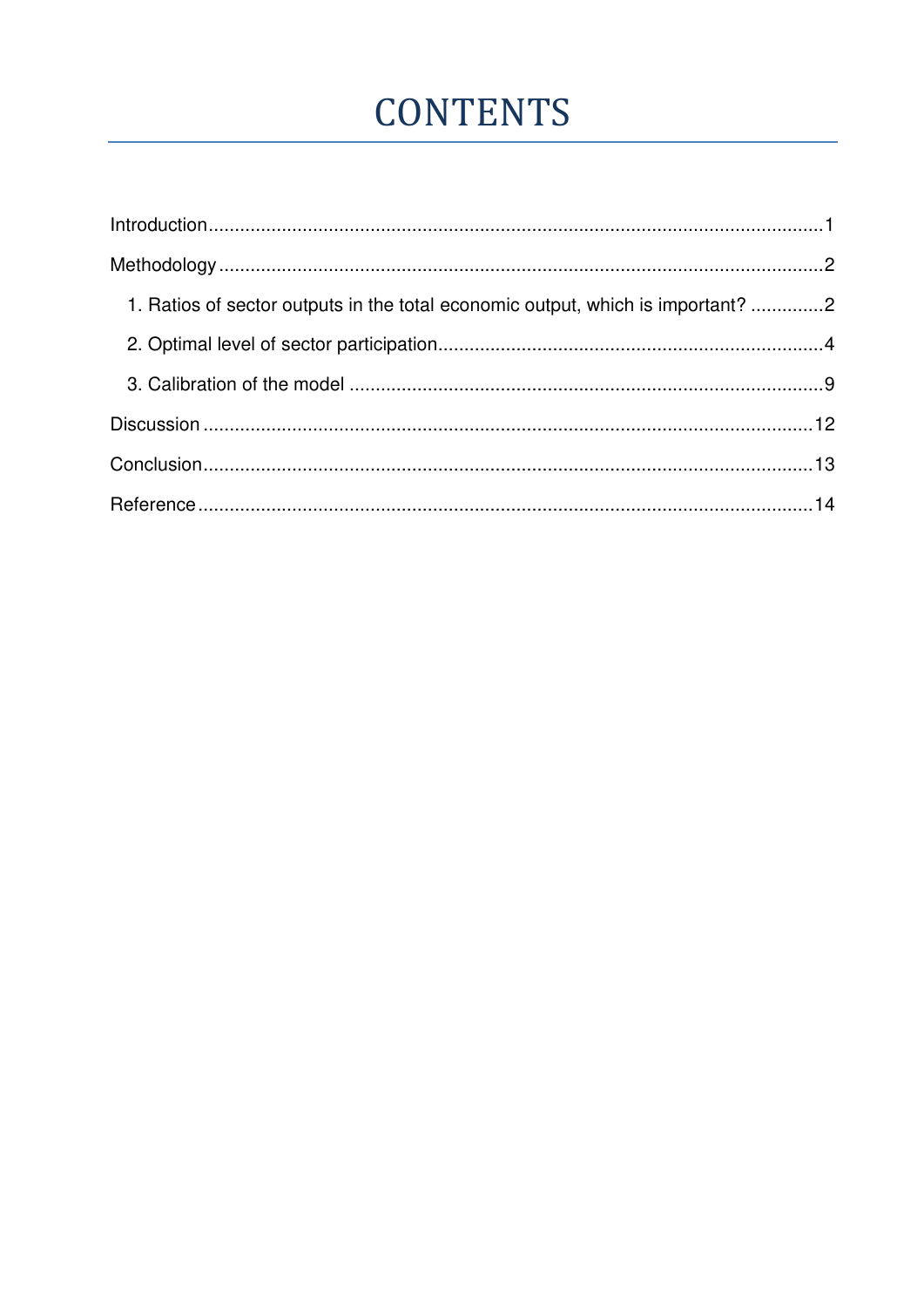# CONTENTS

Introduction....................................................................................................................1

Methodology ...................................................................................................................2

1. Ratios of sector outputs in the total economic output, which is important? ..............2
2. Optimal level of sector participation.........................................................................4
3. Calibration of the model ..........................................................................................9

Discussion ....................................................................................................................12

Conclusion....................................................................................................................13

Reference .....................................................................................................................14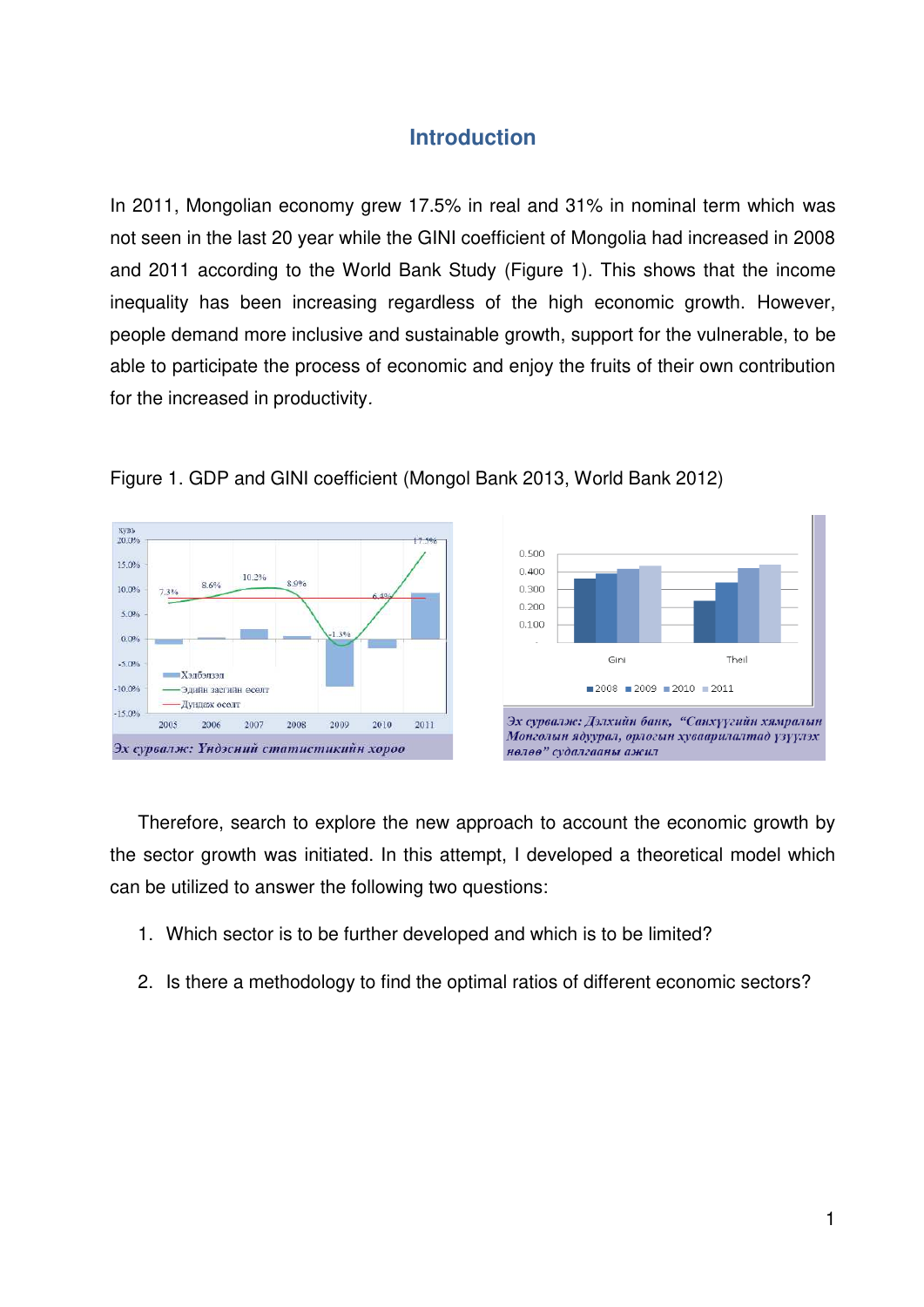## Introduction

In 2011, Mongolian economy grew 17.5% in real and 31% in nominal term which was not seen in the last 20 year while the GINI coefficient of Mongolia had increased in 2008 and 2011 according to the World Bank Study (Figure 1). This shows that the income inequality has been increasing regardless of the high economic growth. However, people demand more inclusive and sustainable growth, support for the vulnerable, to be able to participate the process of economic and enjoy the fruits of their own contribution for the increased in productivity.

Figure 1. GDP and GINI coefficient (Mongol Bank 2013, World Bank 2012)

Therefore, search to explore the new approach to account the economic growth by the sector growth was initiated. In this attempt, I developed a theoretical model which can be utilized to answer the following two questions:

1. Which sector is to be further developed and which is to be limited?
2. Is there a methodology to find the optimal ratios of different economic sectors?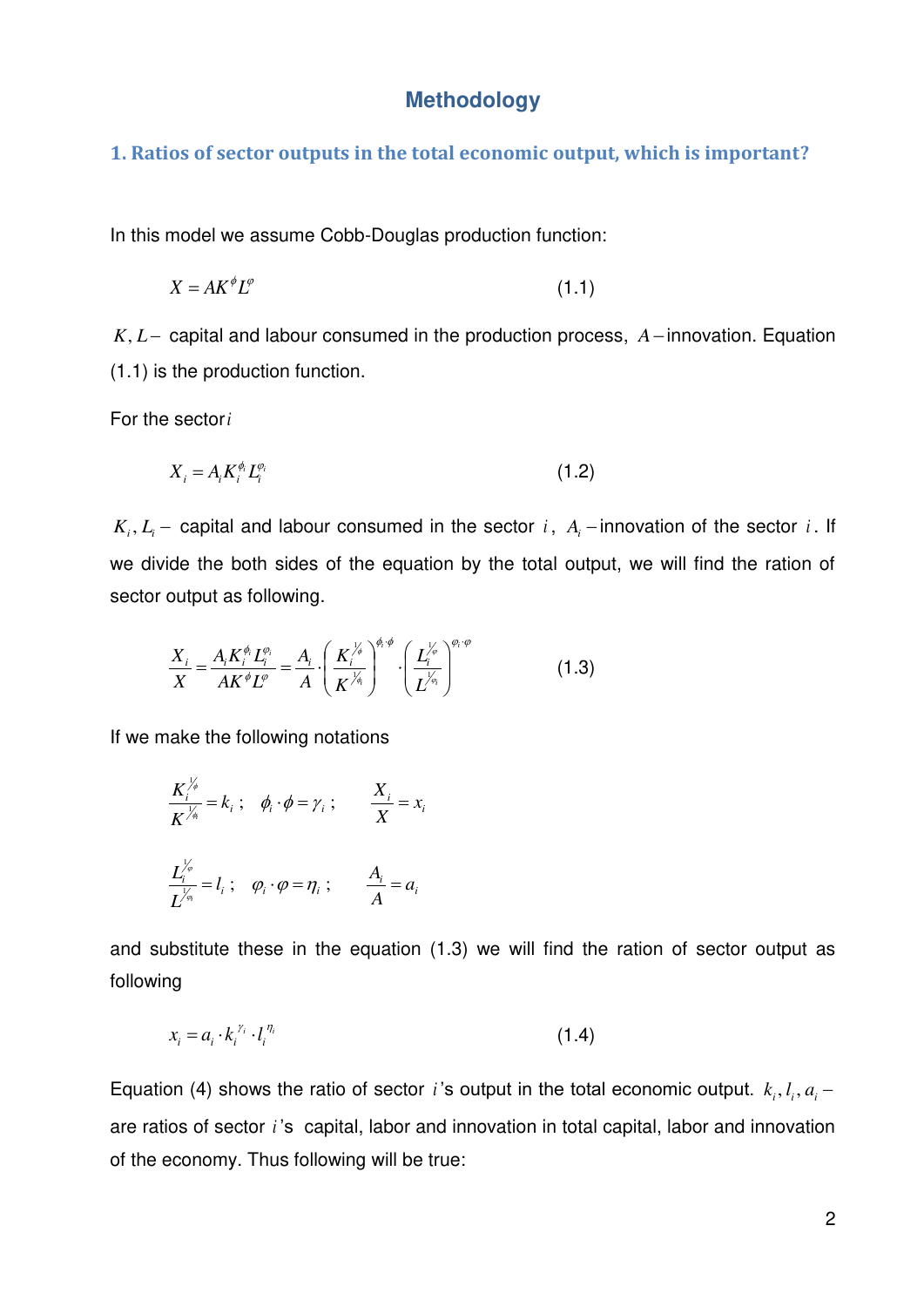# Methodology

## 1. Ratios of sector outputs in the total economic output, which is important?

In this model we assume Cobb-Douglas production function:

$$X = AK^{\phi}L^{\varphi} \qquad (1.1)$$

$K, L-$ capital and labour consumed in the production process, $A-$innovation. Equation (1.1) is the production function.

For the sector $i$

$$X_i = A_i K_i^{\phi_i} L_i^{\varphi_i} \qquad (1.2)$$

$K_i, L_i-$ capital and labour consumed in the sector $i$, $A_i-$innovation of the sector $i$. If we divide the both sides of the equation by the total output, we will find the ration of sector output as following.

$$\frac{X_i}{X} = \frac{A_i K_i^{\phi_i} L_i^{\varphi_i}}{AK^{\phi}L^{\varphi}} = \frac{A_i}{A} \cdot \left(\frac{K_i^{1/\phi}}{K^{1/\phi_i}}\right)^{\phi_i \cdot \phi} \cdot \left(\frac{L_i^{1/\varphi}}{L^{1/\varphi_i}}\right)^{\varphi_i \cdot \varphi} \qquad (1.3)$$

If we make the following notations

$$\frac{K_i^{1/\phi}}{K^{1/\phi_i}} = k_i\,; \quad \phi_i \cdot \phi = \gamma_i\,; \qquad \frac{X_i}{X} = x_i$$

$$\frac{L_i^{1/\varphi}}{L^{1/\varphi_i}} = l_i\,; \quad \varphi_i \cdot \varphi = \eta_i\,; \qquad \frac{A_i}{A} = a_i$$

and substitute these in the equation (1.3) we will find the ration of sector output as following

$$x_i = a_i \cdot k_i^{\gamma_i} \cdot l_i^{\eta_i} \qquad (1.4)$$

Equation (4) shows the ratio of sector $i$'s output in the total economic output. $k_i, l_i, a_i-$ are ratios of sector $i$'s capital, labor and innovation in total capital, labor and innovation of the economy. Thus following will be true: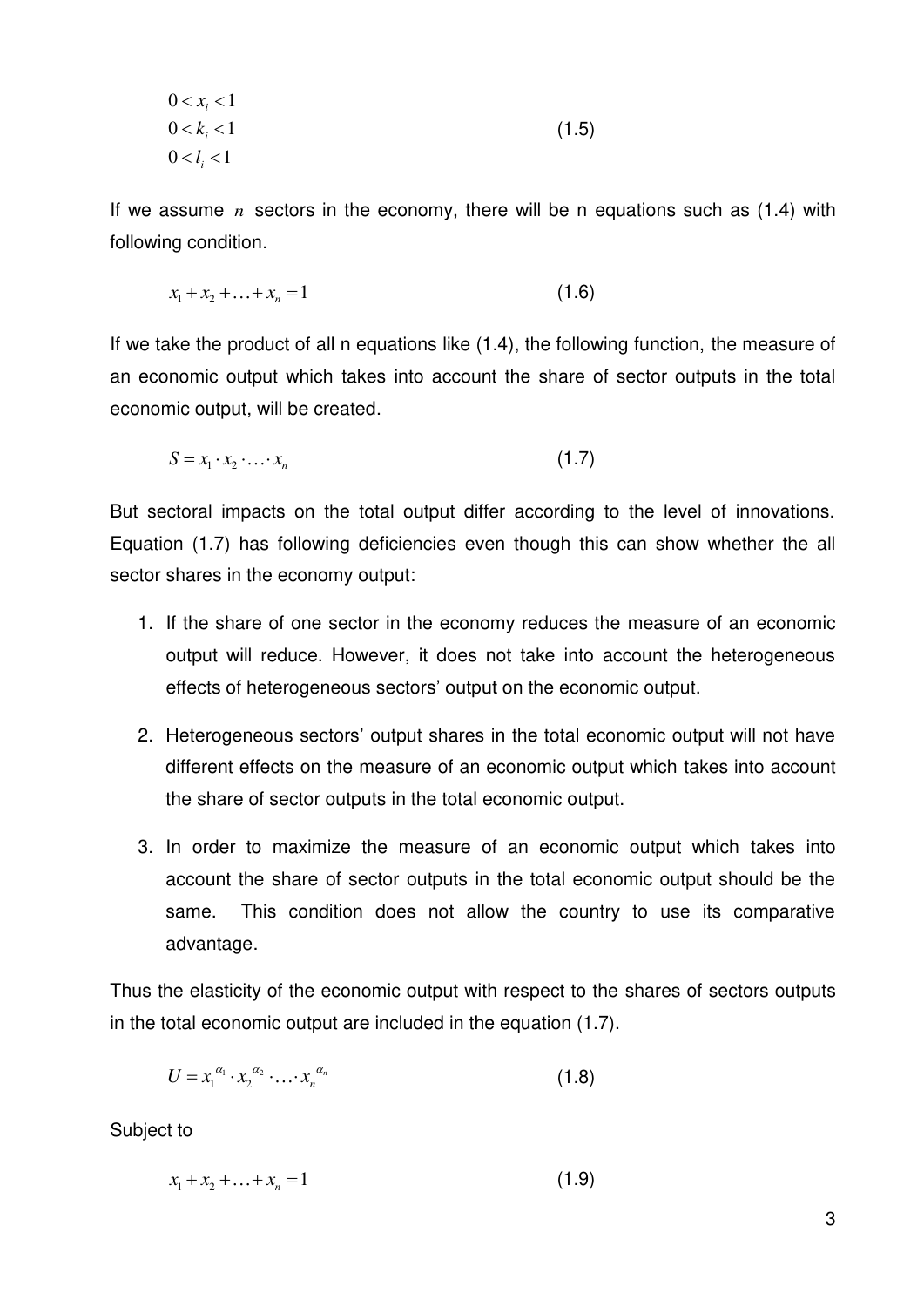$$
\begin{aligned}
&0 < x_i < 1 \\
&0 < k_i < 1 \\
&0 < l_i < 1
\end{aligned}
\tag{1.5}
$$

If we assume $n$ sectors in the economy, there will be n equations such as (1.4) with following condition.

$$x_1 + x_2 + \ldots + x_n = 1 \tag{1.6}$$

If we take the product of all n equations like (1.4), the following function, the measure of an economic output which takes into account the share of sector outputs in the total economic output, will be created.

$$S = x_1 \cdot x_2 \cdot \ldots \cdot x_n \tag{1.7}$$

But sectoral impacts on the total output differ according to the level of innovations. Equation (1.7) has following deficiencies even though this can show whether the all sector shares in the economy output:

1. If the share of one sector in the economy reduces the measure of an economic output will reduce. However, it does not take into account the heterogeneous effects of heterogeneous sectors' output on the economic output.
2. Heterogeneous sectors' output shares in the total economic output will not have different effects on the measure of an economic output which takes into account the share of sector outputs in the total economic output.
3. In order to maximize the measure of an economic output which takes into account the share of sector outputs in the total economic output should be the same. This condition does not allow the country to use its comparative advantage.

Thus the elasticity of the economic output with respect to the shares of sectors outputs in the total economic output are included in the equation (1.7).

$$U = x_1^{\alpha_1} \cdot x_2^{\alpha_2} \cdot \ldots \cdot x_n^{\alpha_n} \tag{1.8}$$

Subject to

$$x_1 + x_2 + \ldots + x_n = 1 \tag{1.9}$$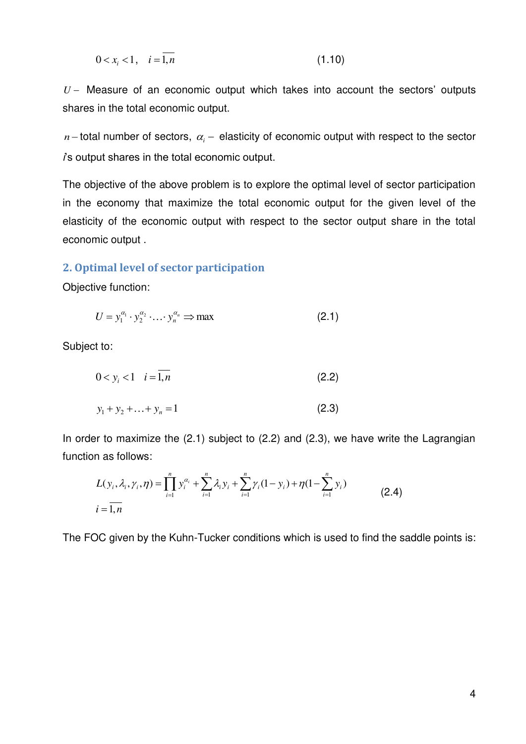$$0 < x_i < 1, \quad i = \overline{1,n} \tag{1.10}$$

$U-$ Measure of an economic output which takes into account the sectors' outputs shares in the total economic output.

$n-$ total number of sectors, $\alpha_i-$ elasticity of economic output with respect to the sector *i*'s output shares in the total economic output.

The objective of the above problem is to explore the optimal level of sector participation in the economy that maximize the total economic output for the given level of the elasticity of the economic output with respect to the sector output share in the total economic output .

## 2. Optimal level of sector participation

Objective function:

$$U = y_1^{\alpha_1} \cdot y_2^{\alpha_2} \cdot \ldots \cdot y_n^{\alpha_n} \Rightarrow \max \tag{2.1}$$

Subject to:

$$0 < y_i < 1 \quad i = \overline{1,n} \tag{2.2}$$

$$y_1 + y_2 + \ldots + y_n = 1 \tag{2.3}$$

In order to maximize the (2.1) subject to (2.2) and (2.3), we have write the Lagrangian function as follows:

$$L(y_i, \lambda_i, \gamma_i, \eta) = \prod_{i=1}^{n} y_i^{\alpha_i} + \sum_{i=1}^{n} \lambda_i y_i + \sum_{i=1}^{n} \gamma_i (1 - y_i) + \eta (1 - \sum_{i=1}^{n} y_i) \tag{2.4}$$

$$i = \overline{1,n}$$

The FOC given by the Kuhn-Tucker conditions which is used to find the saddle points is: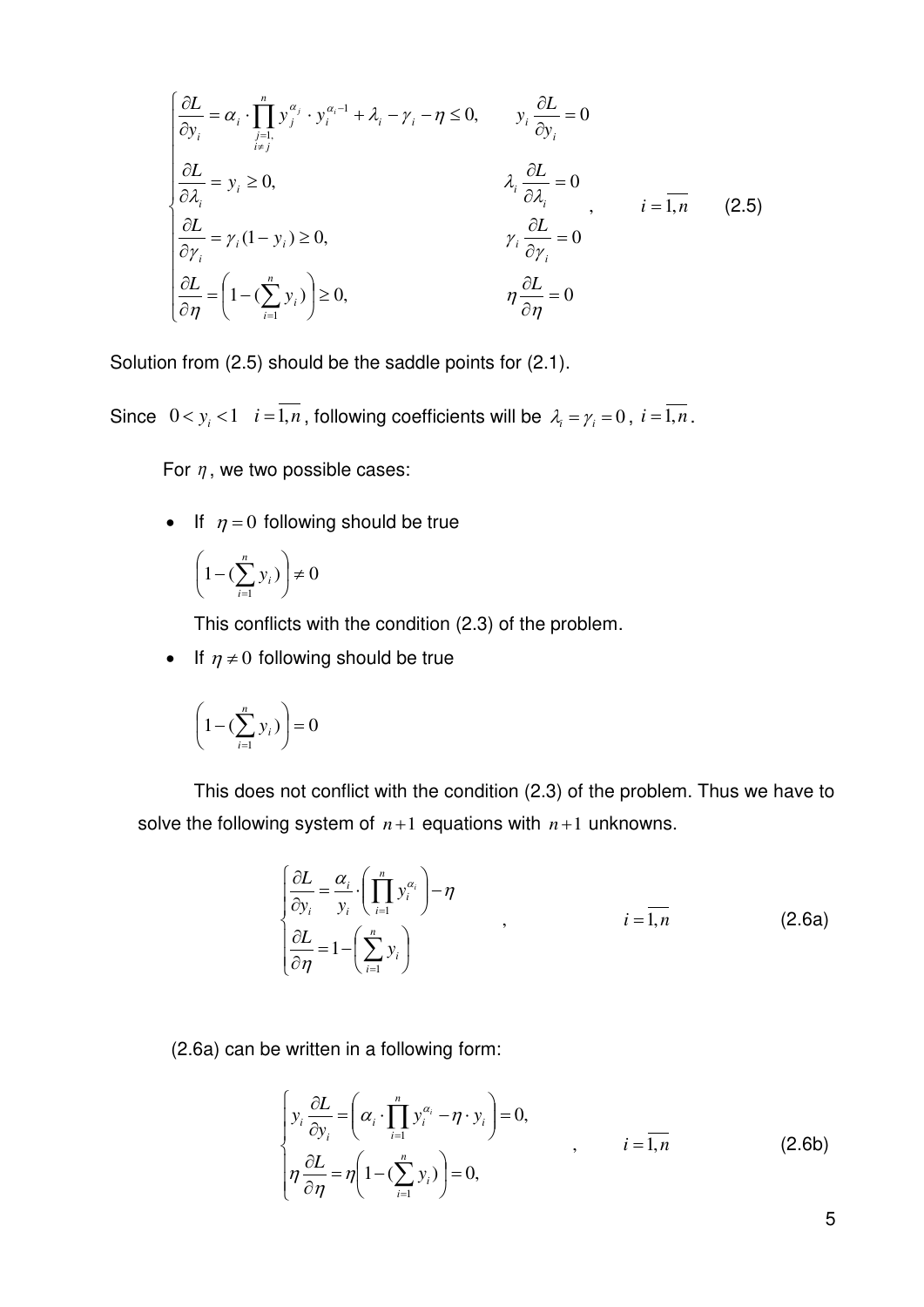$$
\begin{cases}
\dfrac{\partial L}{\partial y_i} = \alpha_i \cdot \prod\limits_{\substack{j=1, \\ i \neq j}}^{n} y_j^{\alpha_j} \cdot y_i^{\alpha_i - 1} + \lambda_i - \gamma_i - \eta \leq 0, & y_i \dfrac{\partial L}{\partial y_i} = 0 \\
\dfrac{\partial L}{\partial \lambda_i} = y_i \geq 0, & \lambda_i \dfrac{\partial L}{\partial \lambda_i} = 0 \\
\dfrac{\partial L}{\partial \gamma_i} = \gamma_i (1 - y_i) \geq 0, & \gamma_i \dfrac{\partial L}{\partial \gamma_i} = 0 \\
\dfrac{\partial L}{\partial \eta} = \left(1 - (\sum\limits_{i=1}^{n} y_i)\right) \geq 0, & \eta \dfrac{\partial L}{\partial \eta} = 0
\end{cases}, \qquad i = \overline{1, n} \qquad (2.5)
$$

Solution from (2.5) should be the saddle points for (2.1).

Since $0 < y_i < 1 \quad i = \overline{1, n}$, following coefficients will be $\lambda_i = \gamma_i = 0$, $i = \overline{1, n}$.

For $\eta$, we two possible cases:

- If $\eta = 0$ following should be true

  $$\left(1 - (\sum_{i=1}^{n} y_i)\right) \neq 0$$

  This conflicts with the condition (2.3) of the problem.

- If $\eta \neq 0$ following should be true

  $$\left(1 - (\sum_{i=1}^{n} y_i)\right) = 0$$

This does not conflict with the condition (2.3) of the problem. Thus we have to solve the following system of $n+1$ equations with $n+1$ unknowns.

$$
\begin{cases}
\dfrac{\partial L}{\partial y_i} = \dfrac{\alpha_i}{y_i} \cdot \left(\prod\limits_{i=1}^{n} y_i^{\alpha_i}\right) - \eta \\
\dfrac{\partial L}{\partial \eta} = 1 - \left(\sum\limits_{i=1}^{n} y_i\right)
\end{cases}, \qquad i = \overline{1, n} \qquad (2.6a)
$$

(2.6a) can be written in a following form:

$$
\begin{cases}
y_i \dfrac{\partial L}{\partial y_i} = \left(\alpha_i \cdot \prod\limits_{i=1}^{n} y_i^{\alpha_i} - \eta \cdot y_i\right) = 0, \\
\eta \dfrac{\partial L}{\partial \eta} = \eta \left(1 - (\sum\limits_{i=1}^{n} y_i)\right) = 0,
\end{cases} \qquad i = \overline{1, n} \qquad (2.6b)
$$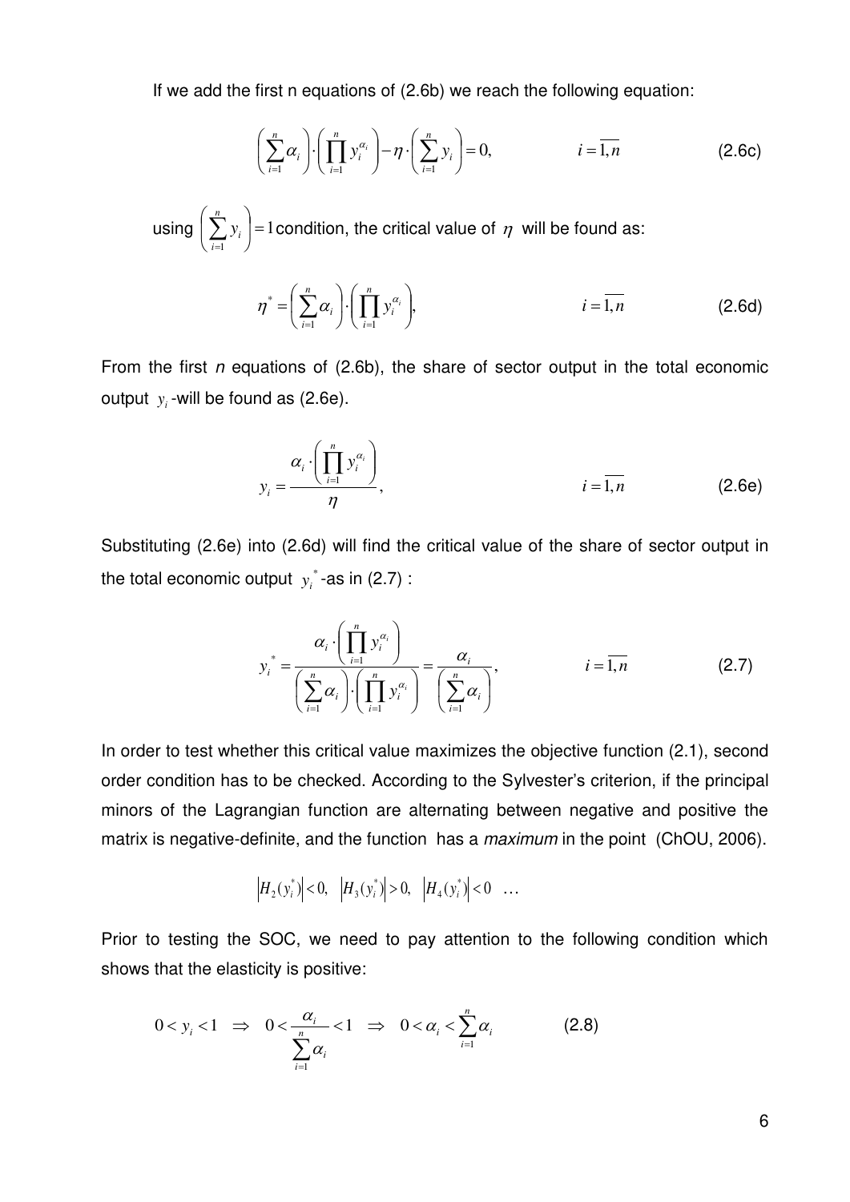If we add the first n equations of (2.6b) we reach the following equation:

$$\left(\sum_{i=1}^{n}\alpha_i\right)\cdot\left(\prod_{i=1}^{n}y_i^{\alpha_i}\right)-\eta\cdot\left(\sum_{i=1}^{n}y_i\right)=0, \qquad i=\overline{1,n} \qquad (2.6c)$$

using $\left(\sum_{i=1}^{n}y_i\right)=1$ condition, the critical value of $\eta$ will be found as:

$$\eta^*=\left(\sum_{i=1}^{n}\alpha_i\right)\cdot\left(\prod_{i=1}^{n}y_i^{\alpha_i}\right), \qquad i=\overline{1,n} \qquad (2.6d)$$

From the first *n* equations of (2.6b), the share of sector output in the total economic output $y_i$ -will be found as (2.6e).

$$y_i=\frac{\alpha_i\cdot\left(\prod_{i=1}^{n}y_i^{\alpha_i}\right)}{\eta}, \qquad i=\overline{1,n} \qquad (2.6e)$$

Substituting (2.6e) into (2.6d) will find the critical value of the share of sector output in the total economic output $y_i^*$ -as in (2.7) :

$$y_i^*=\frac{\alpha_i\cdot\left(\prod_{i=1}^{n}y_i^{\alpha_i}\right)}{\left(\sum_{i=1}^{n}\alpha_i\right)\cdot\left(\prod_{i=1}^{n}y_i^{\alpha_i}\right)}=\frac{\alpha_i}{\left(\sum_{i=1}^{n}\alpha_i\right)}, \qquad i=\overline{1,n} \qquad (2.7)$$

In order to test whether this critical value maximizes the objective function (2.1), second order condition has to be checked. According to the Sylvester's criterion, if the principal minors of the Lagrangian function are alternating between negative and positive the matrix is negative-definite, and the function has a *maximum* in the point (ChOU, 2006).

$$\left|H_2(y_i^*)\right|<0, \quad \left|H_3(y_i^*)\right|>0, \quad \left|H_4(y_i^*)\right|<0 \quad \ldots$$

Prior to testing the SOC, we need to pay attention to the following condition which shows that the elasticity is positive:

$$0<y_i<1 \;\;\Rightarrow\;\; 0<\frac{\alpha_i}{\sum_{i=1}^{n}\alpha_i}<1 \;\;\Rightarrow\;\; 0<\alpha_i<\sum_{i=1}^{n}\alpha_i \qquad (2.8)$$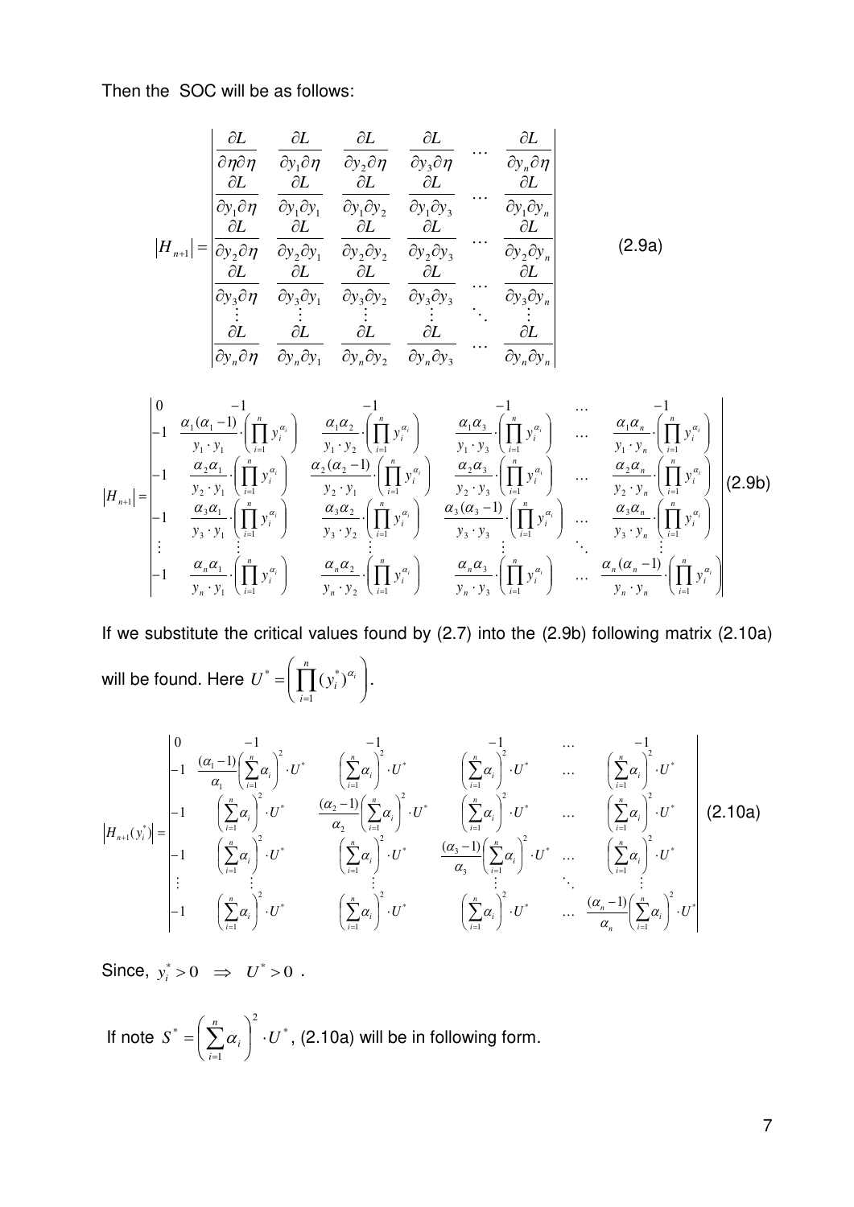Then the SOC will be as follows:

$$
|H_{n+1}| = \begin{vmatrix}
\frac{\partial L}{\partial \eta \partial \eta} & \frac{\partial L}{\partial y_1 \partial \eta} & \frac{\partial L}{\partial y_2 \partial \eta} & \frac{\partial L}{\partial y_3 \partial \eta} & \cdots & \frac{\partial L}{\partial y_n \partial \eta} \\
\frac{\partial L}{\partial y_1 \partial \eta} & \frac{\partial L}{\partial y_1 \partial y_1} & \frac{\partial L}{\partial y_1 \partial y_2} & \frac{\partial L}{\partial y_1 \partial y_3} & \cdots & \frac{\partial L}{\partial y_1 \partial y_n} \\
\frac{\partial L}{\partial y_2 \partial \eta} & \frac{\partial L}{\partial y_2 \partial y_1} & \frac{\partial L}{\partial y_2 \partial y_2} & \frac{\partial L}{\partial y_2 \partial y_3} & \cdots & \frac{\partial L}{\partial y_2 \partial y_n} \\
\frac{\partial L}{\partial y_3 \partial \eta} & \frac{\partial L}{\partial y_3 \partial y_1} & \frac{\partial L}{\partial y_3 \partial y_2} & \frac{\partial L}{\partial y_3 \partial y_3} & \cdots & \frac{\partial L}{\partial y_3 \partial y_n} \\
\vdots & \vdots & \vdots & \vdots & \ddots & \vdots \\
\frac{\partial L}{\partial y_n \partial \eta} & \frac{\partial L}{\partial y_n \partial y_1} & \frac{\partial L}{\partial y_n \partial y_2} & \frac{\partial L}{\partial y_n \partial y_3} & \cdots & \frac{\partial L}{\partial y_n \partial y_n}
\end{vmatrix} \qquad (2.9a)
$$

$$
|H_{n+1}| = \begin{vmatrix}
0 & -1 & -1 & -1 & \cdots & -1 \\
-1 & \frac{\alpha_1(\alpha_1-1)}{y_1 \cdot y_1}\cdot\left(\prod_{i=1}^{n} y_i^{\alpha_i}\right) & \frac{\alpha_1\alpha_2}{y_1 \cdot y_2}\cdot\left(\prod_{i=1}^{n} y_i^{\alpha_i}\right) & \frac{\alpha_1\alpha_3}{y_1 \cdot y_3}\cdot\left(\prod_{i=1}^{n} y_i^{\alpha_i}\right) & \cdots & \frac{\alpha_1\alpha_n}{y_1 \cdot y_n}\cdot\left(\prod_{i=1}^{n} y_i^{\alpha_i}\right) \\
-1 & \frac{\alpha_2\alpha_1}{y_2 \cdot y_1}\cdot\left(\prod_{i=1}^{n} y_i^{\alpha_i}\right) & \frac{\alpha_2(\alpha_2-1)}{y_2 \cdot y_1}\cdot\left(\prod_{i=1}^{n} y_i^{\alpha_i}\right) & \frac{\alpha_2\alpha_3}{y_2 \cdot y_3}\cdot\left(\prod_{i=1}^{n} y_i^{\alpha_i}\right) & \cdots & \frac{\alpha_2\alpha_n}{y_2 \cdot y_n}\cdot\left(\prod_{i=1}^{n} y_i^{\alpha_i}\right) \\
-1 & \frac{\alpha_3\alpha_1}{y_3 \cdot y_1}\cdot\left(\prod_{i=1}^{n} y_i^{\alpha_i}\right) & \frac{\alpha_3\alpha_2}{y_3 \cdot y_2}\cdot\left(\prod_{i=1}^{n} y_i^{\alpha_i}\right) & \frac{\alpha_3(\alpha_3-1)}{y_3 \cdot y_3}\cdot\left(\prod_{i=1}^{n} y_i^{\alpha_i}\right) & \cdots & \frac{\alpha_3\alpha_n}{y_3 \cdot y_n}\cdot\left(\prod_{i=1}^{n} y_i^{\alpha_i}\right) \\
\vdots & \vdots & \vdots & \vdots & \ddots & \vdots \\
-1 & \frac{\alpha_n\alpha_1}{y_n \cdot y_1}\cdot\left(\prod_{i=1}^{n} y_i^{\alpha_i}\right) & \frac{\alpha_n\alpha_2}{y_n \cdot y_2}\cdot\left(\prod_{i=1}^{n} y_i^{\alpha_i}\right) & \frac{\alpha_n\alpha_3}{y_n \cdot y_3}\cdot\left(\prod_{i=1}^{n} y_i^{\alpha_i}\right) & \cdots & \frac{\alpha_n(\alpha_n-1)}{y_n \cdot y_n}\cdot\left(\prod_{i=1}^{n} y_i^{\alpha_i}\right)
\end{vmatrix} \qquad (2.9b)
$$

If we substitute the critical values found by (2.7) into the (2.9b) following matrix (2.10a) will be found. Here $U^* = \left(\prod_{i=1}^{n} (y_i^*)^{\alpha_i}\right)$.

$$
|H_{n+1}(y_i^*)| = \begin{vmatrix}
0 & -1 & -1 & -1 & \cdots & -1 \\
-1 & \frac{(\alpha_1-1)}{\alpha_1}\left(\sum_{i=1}^{n}\alpha_i\right)^2\cdot U^* & \left(\sum_{i=1}^{n}\alpha_i\right)^2\cdot U^* & \left(\sum_{i=1}^{n}\alpha_i\right)^2\cdot U^* & \cdots & \left(\sum_{i=1}^{n}\alpha_i\right)^2\cdot U^* \\
-1 & \left(\sum_{i=1}^{n}\alpha_i\right)^2\cdot U^* & \frac{(\alpha_2-1)}{\alpha_2}\left(\sum_{i=1}^{n}\alpha_i\right)^2\cdot U^* & \left(\sum_{i=1}^{n}\alpha_i\right)^2\cdot U^* & \cdots & \left(\sum_{i=1}^{n}\alpha_i\right)^2\cdot U^* \\
-1 & \left(\sum_{i=1}^{n}\alpha_i\right)^2\cdot U^* & \left(\sum_{i=1}^{n}\alpha_i\right)^2\cdot U^* & \frac{(\alpha_3-1)}{\alpha_3}\left(\sum_{i=1}^{n}\alpha_i\right)^2\cdot U^* & \cdots & \left(\sum_{i=1}^{n}\alpha_i\right)^2\cdot U^* \\
\vdots & \vdots & \vdots & \vdots & \ddots & \vdots \\
-1 & \left(\sum_{i=1}^{n}\alpha_i\right)^2\cdot U^* & \left(\sum_{i=1}^{n}\alpha_i\right)^2\cdot U^* & \left(\sum_{i=1}^{n}\alpha_i\right)^2\cdot U^* & \cdots & \frac{(\alpha_n-1)}{\alpha_n}\left(\sum_{i=1}^{n}\alpha_i\right)^2\cdot U^*
\end{vmatrix} \qquad (2.10a)
$$

Since, $y_i^* > 0 \;\; \Rightarrow \;\; U^* > 0$ .

If note $S^* = \left(\sum_{i=1}^{n}\alpha_i\right)^2 \cdot U^*$, (2.10a) will be in following form.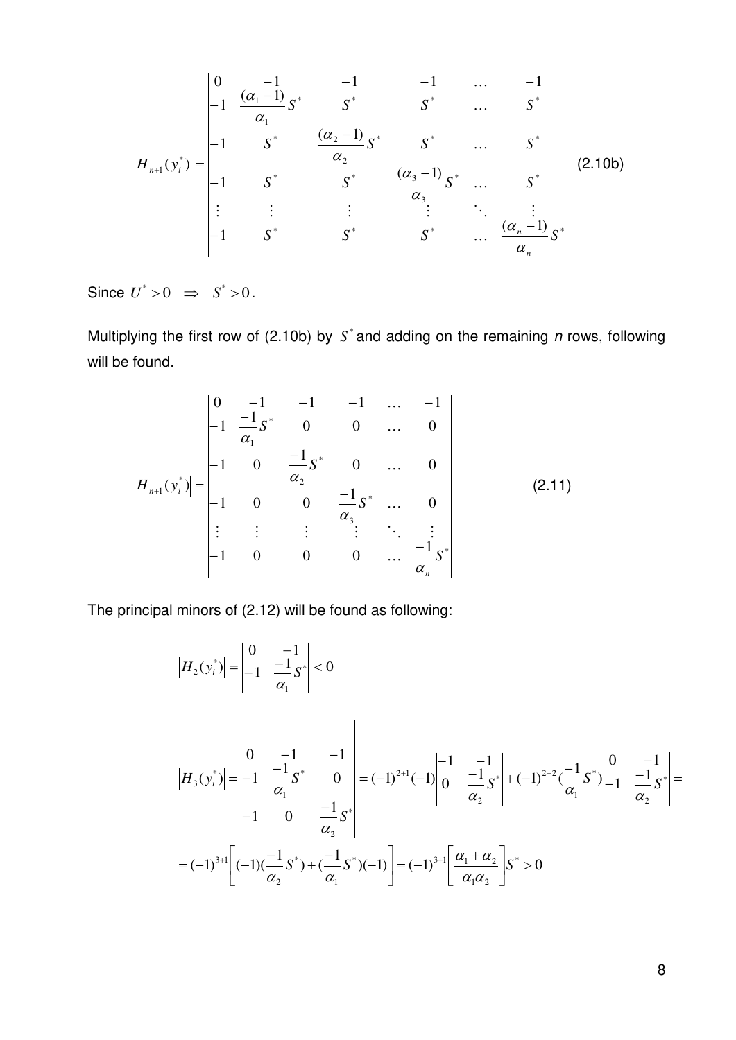$$\left|H_{n+1}(y_i^*)\right| = \begin{vmatrix} 0 & -1 & -1 & -1 & \dots & -1 \\ -1 & \dfrac{(\alpha_1-1)}{\alpha_1}S^* & S^* & S^* & \dots & S^* \\ -1 & S^* & \dfrac{(\alpha_2-1)}{\alpha_2}S^* & S^* & \dots & S^* \\ -1 & S^* & S^* & \dfrac{(\alpha_3-1)}{\alpha_3}S^* & \dots & S^* \\ \vdots & \vdots & \vdots & \vdots & \ddots & \vdots \\ -1 & S^* & S^* & S^* & \dots & \dfrac{(\alpha_n-1)}{\alpha_n}S^* \end{vmatrix} \quad (2.10b)$$

Since $U^* > 0 \;\; \Rightarrow \;\; S^* > 0$.

Multiplying the first row of (2.10b) by $S^*$ and adding on the remaining *n* rows, following will be found.

$$\left|H_{n+1}(y_i^*)\right| = \begin{vmatrix} 0 & -1 & -1 & -1 & \dots & -1 \\ -1 & \dfrac{-1}{\alpha_1}S^* & 0 & 0 & \dots & 0 \\ -1 & 0 & \dfrac{-1}{\alpha_2}S^* & 0 & \dots & 0 \\ -1 & 0 & 0 & \dfrac{-1}{\alpha_3}S^* & \dots & 0 \\ \vdots & \vdots & \vdots & \vdots & \ddots & \vdots \\ -1 & 0 & 0 & 0 & \dots & \dfrac{-1}{\alpha_n}S^* \end{vmatrix} \quad (2.11)$$

The principal minors of (2.12) will be found as following:

$$\left|H_2(y_i^*)\right| = \begin{vmatrix} 0 & -1 \\ -1 & \dfrac{-1}{\alpha_1}S^* \end{vmatrix} < 0$$

$$\left|H_3(y_i^*)\right| = \begin{vmatrix} 0 & -1 & -1 \\ -1 & \dfrac{-1}{\alpha_1}S^* & 0 \\ -1 & 0 & \dfrac{-1}{\alpha_2}S^* \end{vmatrix} = (-1)^{2+1}(-1)\begin{vmatrix} -1 & -1 \\ 0 & \dfrac{-1}{\alpha_2}S^* \end{vmatrix} + (-1)^{2+2}(\dfrac{-1}{\alpha_1}S^*)\begin{vmatrix} 0 & -1 \\ -1 & \dfrac{-1}{\alpha_2}S^* \end{vmatrix} =$$

$$= (-1)^{3+1}\left[(-1)(\frac{-1}{\alpha_2}S^*) + (\frac{-1}{\alpha_1}S^*)(-1)\right] = (-1)^{3+1}\left[\frac{\alpha_1+\alpha_2}{\alpha_1\alpha_2}\right]S^* > 0$$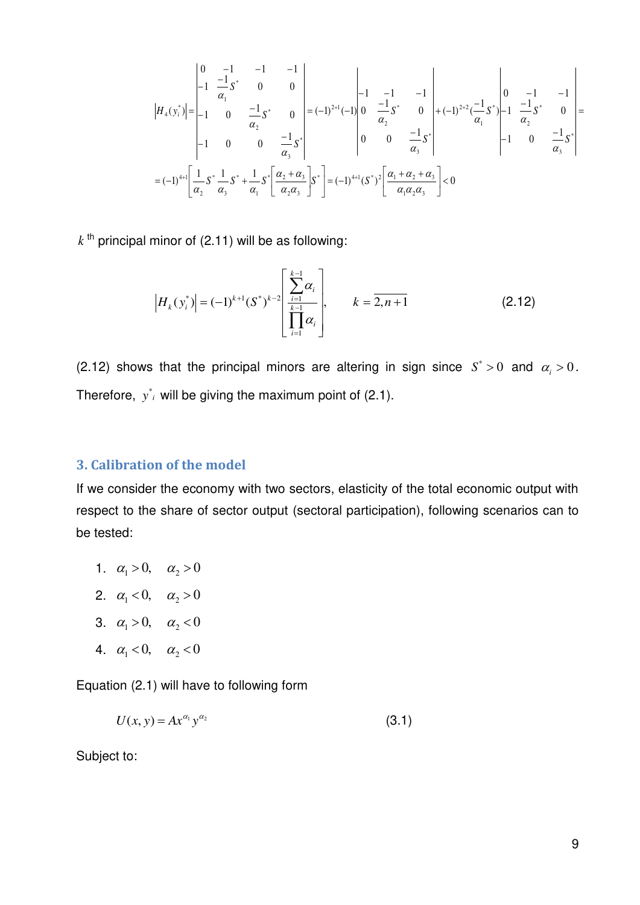$$
|H_4(y_i^*)| = \begin{vmatrix} 0 & -1 & -1 & -1 \\ -1 & \frac{-1}{\alpha_1}S^* & 0 & 0 \\ -1 & 0 & \frac{-1}{\alpha_2}S^* & 0 \\ -1 & 0 & 0 & \frac{-1}{\alpha_3}S^* \end{vmatrix} = (-1)^{2+1}(-1)\begin{vmatrix} -1 & -1 & -1 \\ 0 & \frac{-1}{\alpha_2}S^* & 0 \\ 0 & 0 & \frac{-1}{\alpha_3}S^* \end{vmatrix} + (-1)^{2+2}(\frac{-1}{\alpha_1}S^*)\begin{vmatrix} 0 & -1 & -1 \\ -1 & \frac{-1}{\alpha_2}S^* & 0 \\ -1 & 0 & \frac{-1}{\alpha_3}S^* \end{vmatrix} =
$$

$$
= (-1)^{4+1}\left[\frac{1}{\alpha_2}S^* \frac{1}{\alpha_3}S^* + \frac{1}{\alpha_1}S^*\left[\frac{\alpha_2+\alpha_3}{\alpha_2\alpha_3}\right]S^*\right] = (-1)^{4+1}(S^*)^2\left[\frac{\alpha_1+\alpha_2+\alpha_3}{\alpha_1\alpha_2\alpha_3}\right] < 0
$$

$k$ th principal minor of (2.11) will be as following:

$$
|H_k(y_i^*)| = (-1)^{k+1}(S^*)^{k-2}\left[\frac{\sum_{i=1}^{k-1}\alpha_i}{\prod_{i=1}^{k-1}\alpha_i}\right], \qquad k = \overline{2, n+1} \tag{2.12}
$$

(2.12) shows that the principal minors are altering in sign since $S^* > 0$ and $\alpha_i > 0$. Therefore, $y^*_i$ will be giving the maximum point of (2.1).

## 3. Calibration of the model

If we consider the economy with two sectors, elasticity of the total economic output with respect to the share of sector output (sectoral participation), following scenarios can to be tested:

1. $\alpha_1 > 0, \quad \alpha_2 > 0$
2. $\alpha_1 < 0, \quad \alpha_2 > 0$
3. $\alpha_1 > 0, \quad \alpha_2 < 0$
4. $\alpha_1 < 0, \quad \alpha_2 < 0$

Equation (2.1) will have to following form

$$
U(x, y) = Ax^{\alpha_1}y^{\alpha_2} \tag{3.1}
$$

Subject to: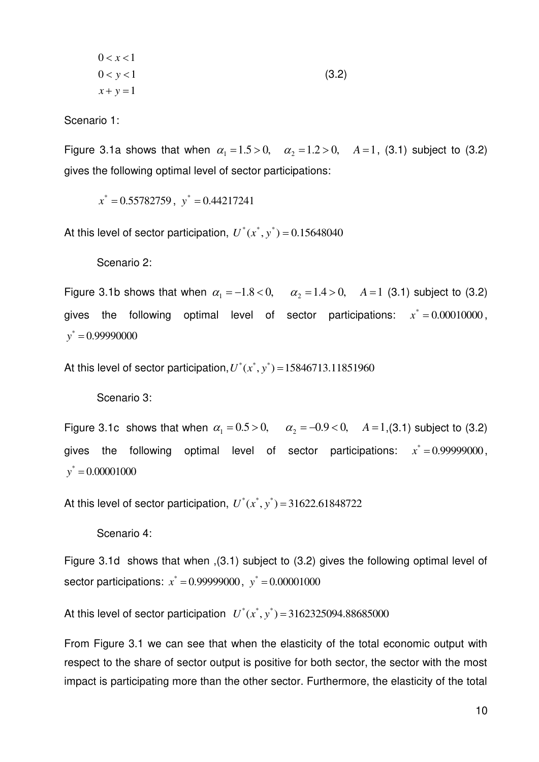$$
\begin{aligned}
&0 < x < 1 \\
&0 < y < 1 \qquad\qquad\qquad\qquad\qquad\qquad (3.2) \\
&x + y = 1
\end{aligned}
$$

Scenario 1:

Figure 3.1a shows that when $\alpha_1 = 1.5 > 0, \quad \alpha_2 = 1.2 > 0, \quad A = 1$, (3.1) subject to (3.2) gives the following optimal level of sector participations:

$$x^* = 0.55782759, \; y^* = 0.44217241$$

At this level of sector participation, $U^*(x^*, y^*) = 0.15648040$

Scenario 2:

Figure 3.1b shows that when $\alpha_1 = -1.8 < 0, \quad \alpha_2 = 1.4 > 0, \quad A = 1$ (3.1) subject to (3.2) gives the following optimal level of sector participations: $x^* = 0.00010000$, $y^* = 0.99990000$

At this level of sector participation, $U^*(x^*, y^*) = 15846713.11851960$

Scenario 3:

Figure 3.1c shows that when $\alpha_1 = 0.5 > 0, \quad \alpha_2 = -0.9 < 0, \quad A = 1$,(3.1) subject to (3.2) gives the following optimal level of sector participations: $x^* = 0.99999000$, $y^* = 0.00001000$

At this level of sector participation, $U^*(x^*, y^*) = 31622.61848722$

Scenario 4:

Figure 3.1d shows that when ,(3.1) subject to (3.2) gives the following optimal level of sector participations: $x^* = 0.99999000$, $y^* = 0.00001000$

At this level of sector participation $U^*(x^*, y^*) = 3162325094.88685000$

From Figure 3.1 we can see that when the elasticity of the total economic output with respect to the share of sector output is positive for both sector, the sector with the most impact is participating more than the other sector. Furthermore, the elasticity of the total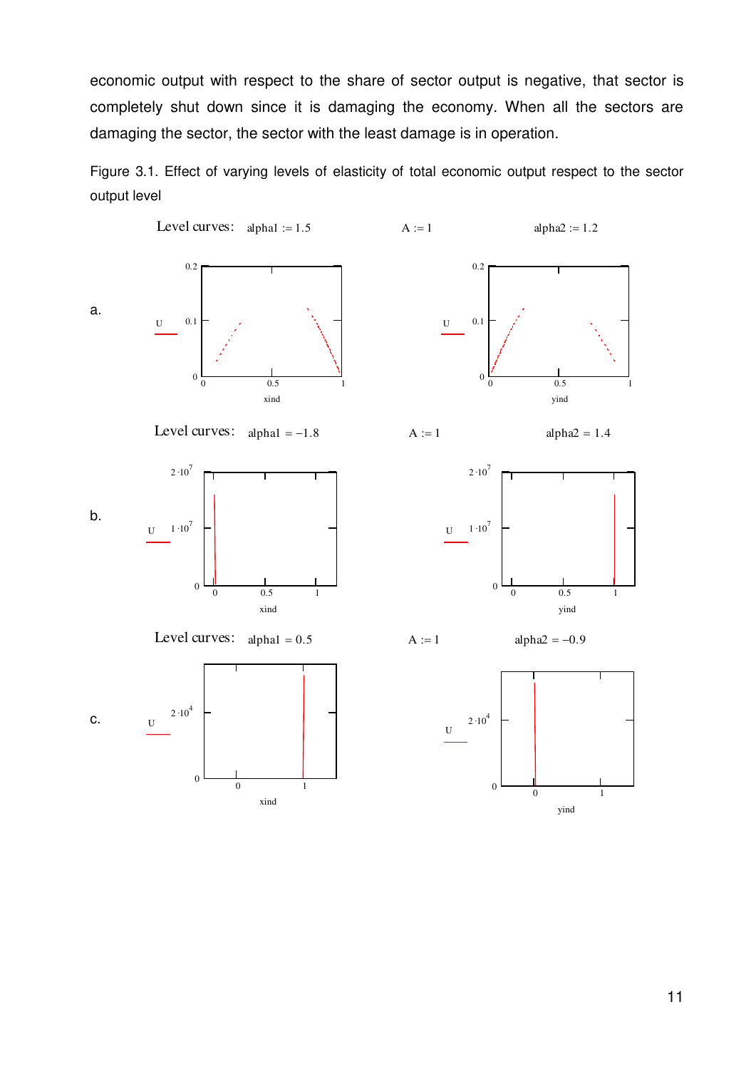economic output with respect to the share of sector output is negative, that sector is completely shut down since it is damaging the economy. When all the sectors are damaging the sector, the sector with the least damage is in operation.

Figure 3.1. Effect of varying levels of elasticity of total economic output respect to the sector output level

Level curves: alpha1 := 1.5 A := 1 alpha2 := 1.2

a.

Level curves: alpha1 = −1.8 A := 1 alpha2 = 1.4

b.

Level curves: alpha1 = 0.5 A := 1 alpha2 = −0.9

c.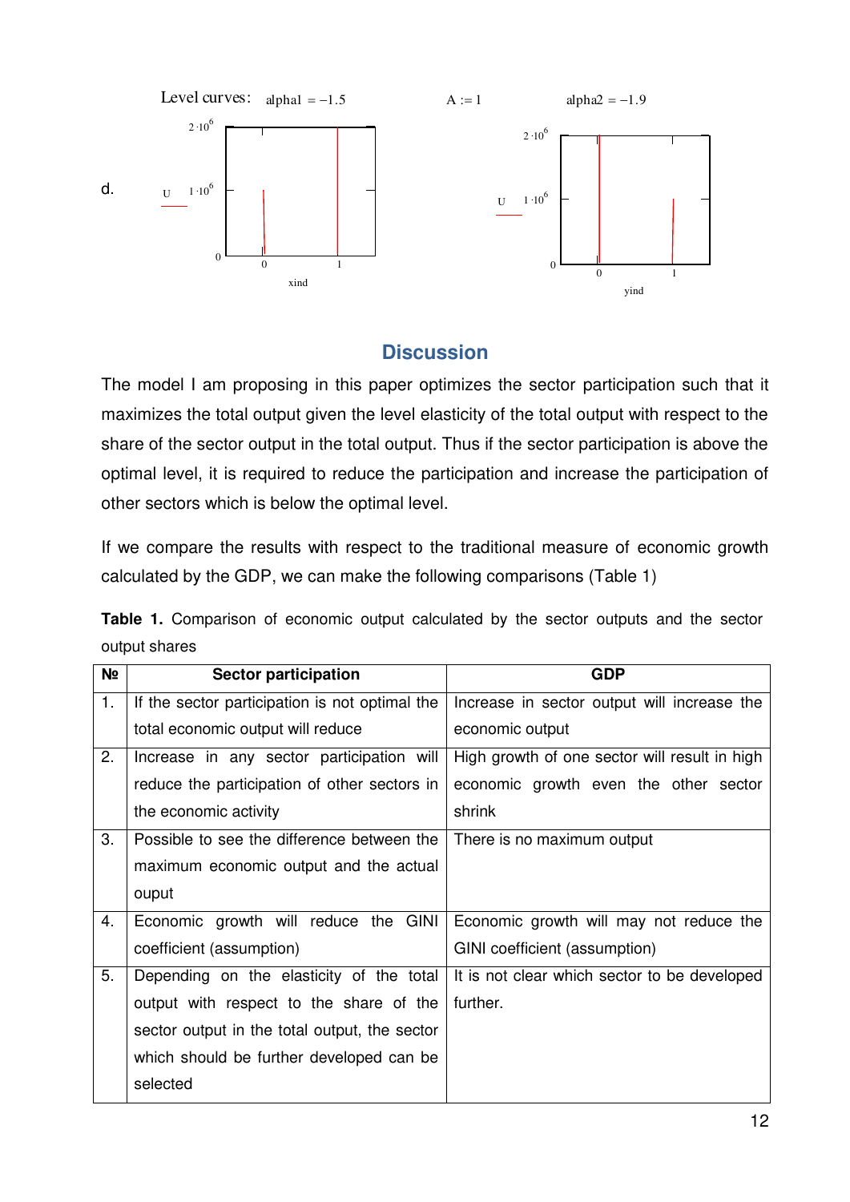d. Level curves: alpha1 = −1.5 A := 1 alpha2 = −1.9

## Discussion

The model I am proposing in this paper optimizes the sector participation such that it maximizes the total output given the level elasticity of the total output with respect to the share of the sector output in the total output. Thus if the sector participation is above the optimal level, it is required to reduce the participation and increase the participation of other sectors which is below the optimal level.

If we compare the results with respect to the traditional measure of economic growth calculated by the GDP, we can make the following comparisons (Table 1)

**Table 1.** Comparison of economic output calculated by the sector outputs and the sector output shares

| № | Sector participation | GDP |
|---|---|---|
| 1. | If the sector participation is not optimal the total economic output will reduce | Increase in sector output will increase the economic output |
| 2. | Increase in any sector participation will reduce the participation of other sectors in the economic activity | High growth of one sector will result in high economic growth even the other sector shrink |
| 3. | Possible to see the difference between the maximum economic output and the actual ouput | There is no maximum output |
| 4. | Economic growth will reduce the GINI coefficient (assumption) | Economic growth will may not reduce the GINI coefficient (assumption) |
| 5. | Depending on the elasticity of the total output with respect to the share of the sector output in the total output, the sector which should be further developed can be selected | It is not clear which sector to be developed further. |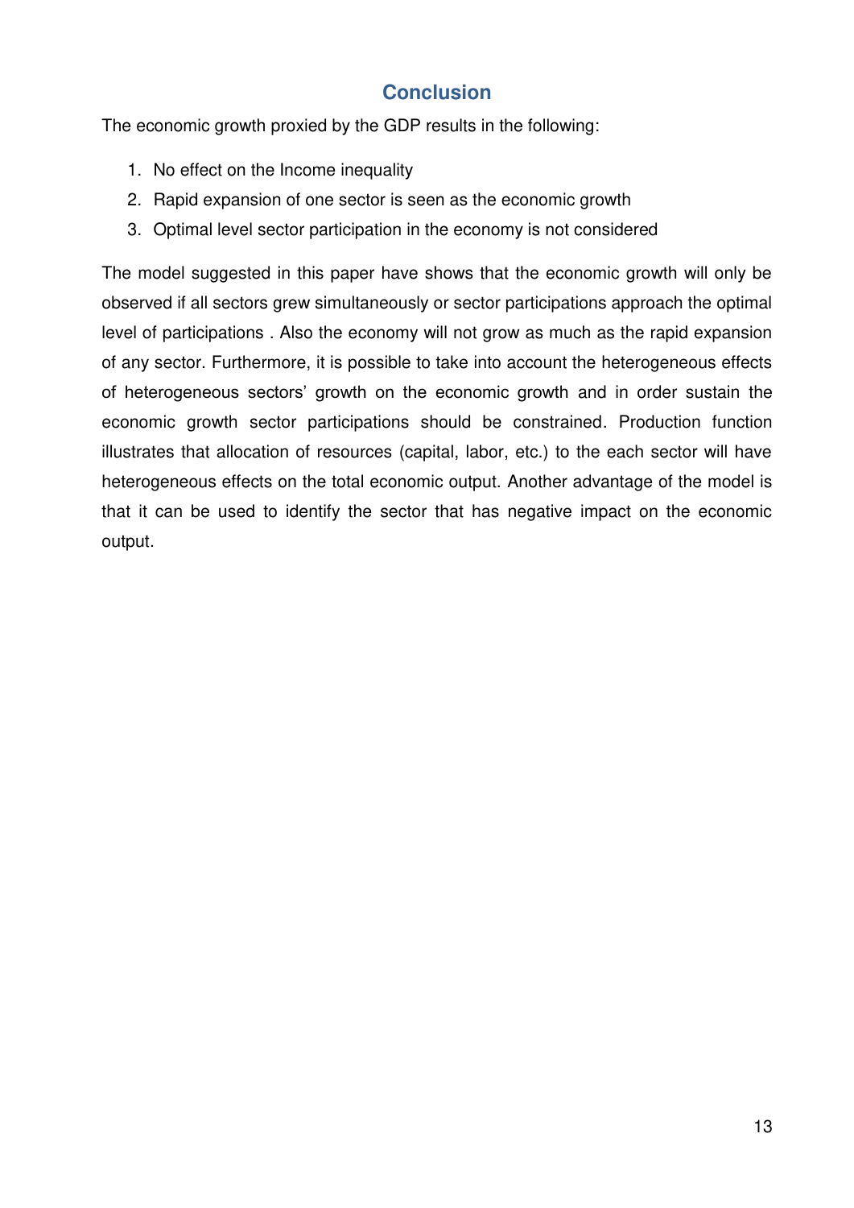## Conclusion

The economic growth proxied by the GDP results in the following:

1. No effect on the Income inequality
2. Rapid expansion of one sector is seen as the economic growth
3. Optimal level sector participation in the economy is not considered

The model suggested in this paper have shows that the economic growth will only be observed if all sectors grew simultaneously or sector participations approach the optimal level of participations . Also the economy will not grow as much as the rapid expansion of any sector. Furthermore, it is possible to take into account the heterogeneous effects of heterogeneous sectors' growth on the economic growth and in order sustain the economic growth sector participations should be constrained. Production function illustrates that allocation of resources (capital, labor, etc.) to the each sector will have heterogeneous effects on the total economic output. Another advantage of the model is that it can be used to identify the sector that has negative impact on the economic output.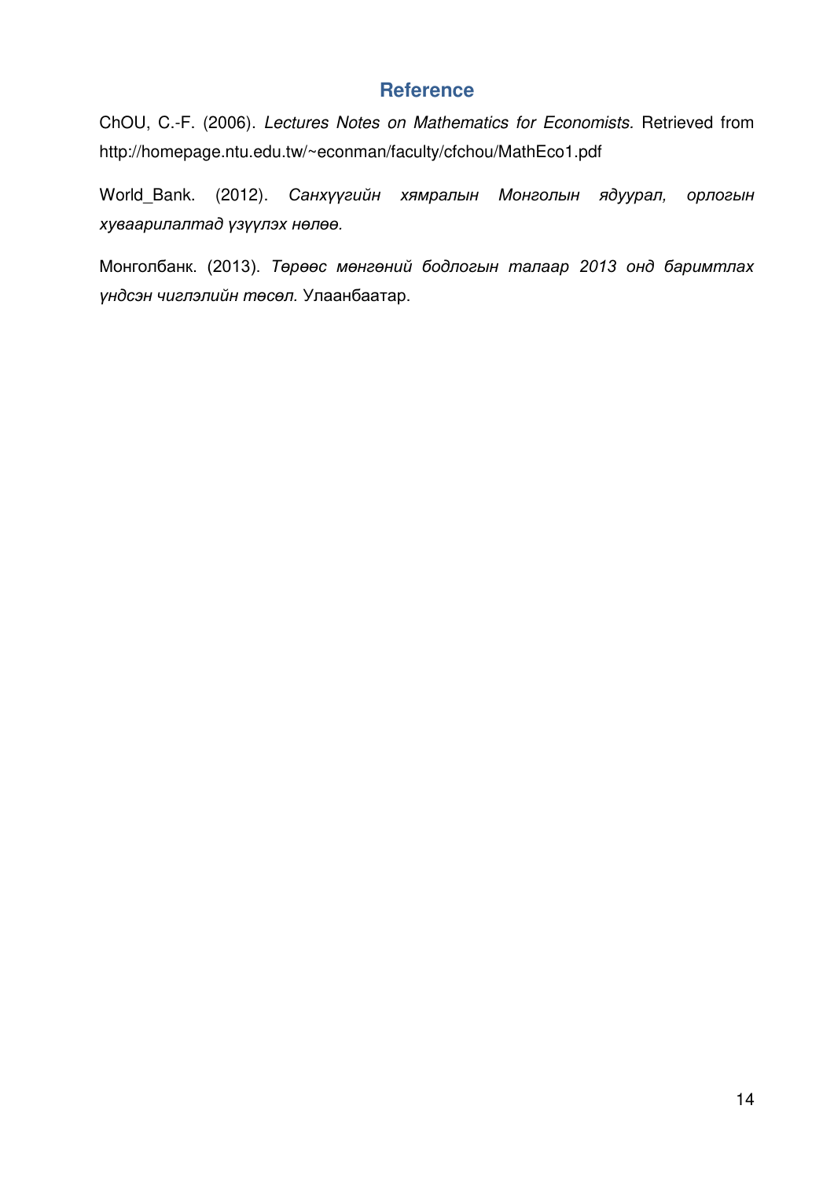## Reference

ChOU, C.-F. (2006). *Lectures Notes on Mathematics for Economists.* Retrieved from http://homepage.ntu.edu.tw/~econman/faculty/cfchou/MathEco1.pdf

World_Bank. (2012). *Санхүүгийн хямралын Монголын ядуурал, орлогын хуваарилалтад үзүүлэх нөлөө.*

Монголбанк. (2013). *Төрөөс мөнгөний бодлогын талаар 2013 онд баримтлах үндсэн чиглэлийн төсөл.* Улаанбаатар.